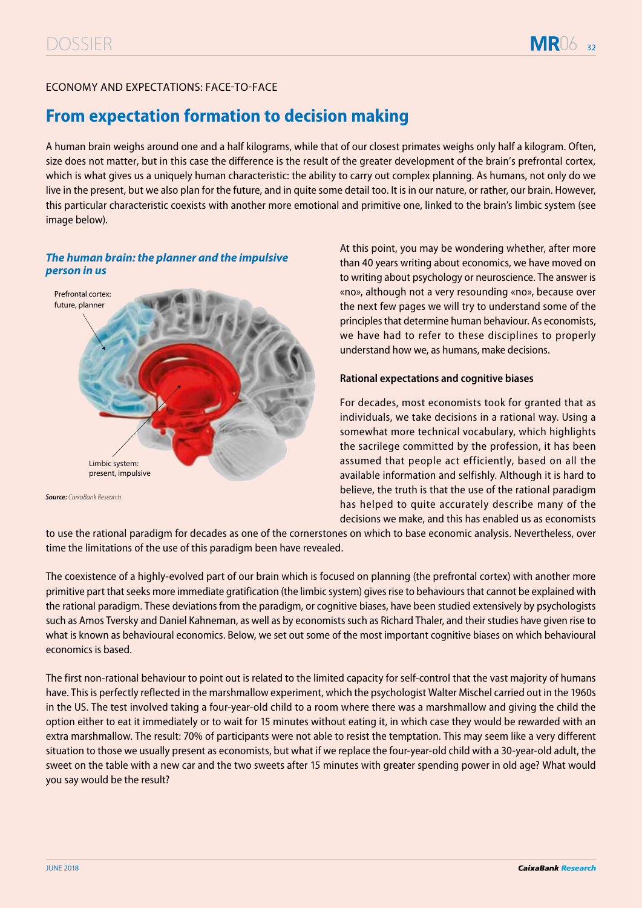ECONOMY AND EXPECTATIONS: FACE-TO-FACE

# From expectation formation to decision making

A human brain weighs around one and a half kilograms, while that of our closest primates weighs only half a kilogram. Often, size does not matter, but in this case the difference is the result of the greater development of the brain's prefrontal cortex, which is what gives us a uniquely human characteristic: the ability to carry out complex planning. As humans, not only do we live in the present, but we also plan for the future, and in quite some detail too. It is in our nature, or rather, our brain. However, this particular characteristic coexists with another more emotional and primitive one, linked to the brain's limbic system (see image below).

***The human brain: the planner and the impulsive person in us***

Prefrontal cortex: future, planner

Limbic system: present, impulsive

***Source:*** *CaixaBank Research.*

At this point, you may be wondering whether, after more than 40 years writing about economics, we have moved on to writing about psychology or neuroscience. The answer is «no», although not a very resounding «no», because over the next few pages we will try to understand some of the principles that determine human behaviour. As economists, we have had to refer to these disciplines to properly understand how we, as humans, make decisions.

**Rational expectations and cognitive biases**

For decades, most economists took for granted that as individuals, we take decisions in a rational way. Using a somewhat more technical vocabulary, which highlights the sacrilege committed by the profession, it has been assumed that people act efficiently, based on all the available information and selfishly. Although it is hard to believe, the truth is that the use of the rational paradigm has helped to quite accurately describe many of the decisions we make, and this has enabled us as economists to use the rational paradigm for decades as one of the cornerstones on which to base economic analysis. Nevertheless, over time the limitations of the use of this paradigm been have revealed.

The coexistence of a highly-evolved part of our brain which is focused on planning (the prefrontal cortex) with another more primitive part that seeks more immediate gratification (the limbic system) gives rise to behaviours that cannot be explained with the rational paradigm. These deviations from the paradigm, or cognitive biases, have been studied extensively by psychologists such as Amos Tversky and Daniel Kahneman, as well as by economists such as Richard Thaler, and their studies have given rise to what is known as behavioural economics. Below, we set out some of the most important cognitive biases on which behavioural economics is based.

The first non-rational behaviour to point out is related to the limited capacity for self-control that the vast majority of humans have. This is perfectly reflected in the marshmallow experiment, which the psychologist Walter Mischel carried out in the 1960s in the US. The test involved taking a four-year-old child to a room where there was a marshmallow and giving the child the option either to eat it immediately or to wait for 15 minutes without eating it, in which case they would be rewarded with an extra marshmallow. The result: 70% of participants were not able to resist the temptation. This may seem like a very different situation to those we usually present as economists, but what if we replace the four-year-old child with a 30-year-old adult, the sweet on the table with a new car and the two sweets after 15 minutes with greater spending power in old age? What would you say would be the result?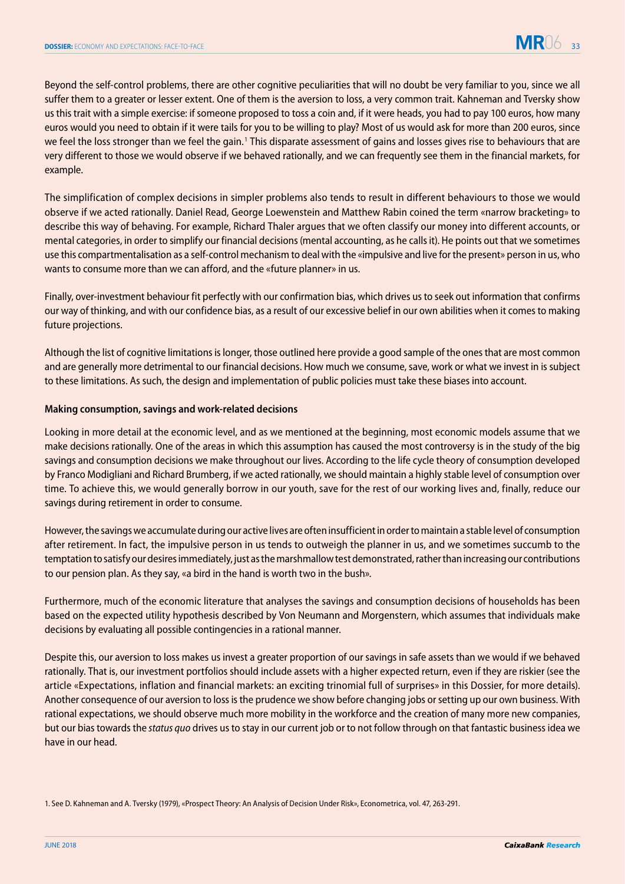Beyond the self-control problems, there are other cognitive peculiarities that will no doubt be very familiar to you, since we all suffer them to a greater or lesser extent. One of them is the aversion to loss, a very common trait. Kahneman and Tversky show us this trait with a simple exercise: if someone proposed to toss a coin and, if it were heads, you had to pay 100 euros, how many euros would you need to obtain if it were tails for you to be willing to play? Most of us would ask for more than 200 euros, since we feel the loss stronger than we feel the gain.[1] This disparate assessment of gains and losses gives rise to behaviours that are very different to those we would observe if we behaved rationally, and we can frequently see them in the financial markets, for example.

The simplification of complex decisions in simpler problems also tends to result in different behaviours to those we would observe if we acted rationally. Daniel Read, George Loewenstein and Matthew Rabin coined the term «narrow bracketing» to describe this way of behaving. For example, Richard Thaler argues that we often classify our money into different accounts, or mental categories, in order to simplify our financial decisions (mental accounting, as he calls it). He points out that we sometimes use this compartmentalisation as a self-control mechanism to deal with the «impulsive and live for the present» person in us, who wants to consume more than we can afford, and the «future planner» in us.

Finally, over-investment behaviour fit perfectly with our confirmation bias, which drives us to seek out information that confirms our way of thinking, and with our confidence bias, as a result of our excessive belief in our own abilities when it comes to making future projections.

Although the list of cognitive limitations is longer, those outlined here provide a good sample of the ones that are most common and are generally more detrimental to our financial decisions. How much we consume, save, work or what we invest in is subject to these limitations. As such, the design and implementation of public policies must take these biases into account.

**Making consumption, savings and work-related decisions**

Looking in more detail at the economic level, and as we mentioned at the beginning, most economic models assume that we make decisions rationally. One of the areas in which this assumption has caused the most controversy is in the study of the big savings and consumption decisions we make throughout our lives. According to the life cycle theory of consumption developed by Franco Modigliani and Richard Brumberg, if we acted rationally, we should maintain a highly stable level of consumption over time. To achieve this, we would generally borrow in our youth, save for the rest of our working lives and, finally, reduce our savings during retirement in order to consume.

However, the savings we accumulate during our active lives are often insufficient in order to maintain a stable level of consumption after retirement. In fact, the impulsive person in us tends to outweigh the planner in us, and we sometimes succumb to the temptation to satisfy our desires immediately, just as the marshmallow test demonstrated, rather than increasing our contributions to our pension plan. As they say, «a bird in the hand is worth two in the bush».

Furthermore, much of the economic literature that analyses the savings and consumption decisions of households has been based on the expected utility hypothesis described by Von Neumann and Morgenstern, which assumes that individuals make decisions by evaluating all possible contingencies in a rational manner.

Despite this, our aversion to loss makes us invest a greater proportion of our savings in safe assets than we would if we behaved rationally. That is, our investment portfolios should include assets with a higher expected return, even if they are riskier (see the article «Expectations, inflation and financial markets: an exciting trinomial full of surprises» in this Dossier, for more details). Another consequence of our aversion to loss is the prudence we show before changing jobs or setting up our own business. With rational expectations, we should observe much more mobility in the workforce and the creation of many more new companies, but our bias towards the *status quo* drives us to stay in our current job or to not follow through on that fantastic business idea we have in our head.

1. See D. Kahneman and A. Tversky (1979), «Prospect Theory: An Analysis of Decision Under Risk», Econometrica, vol. 47, 263-291.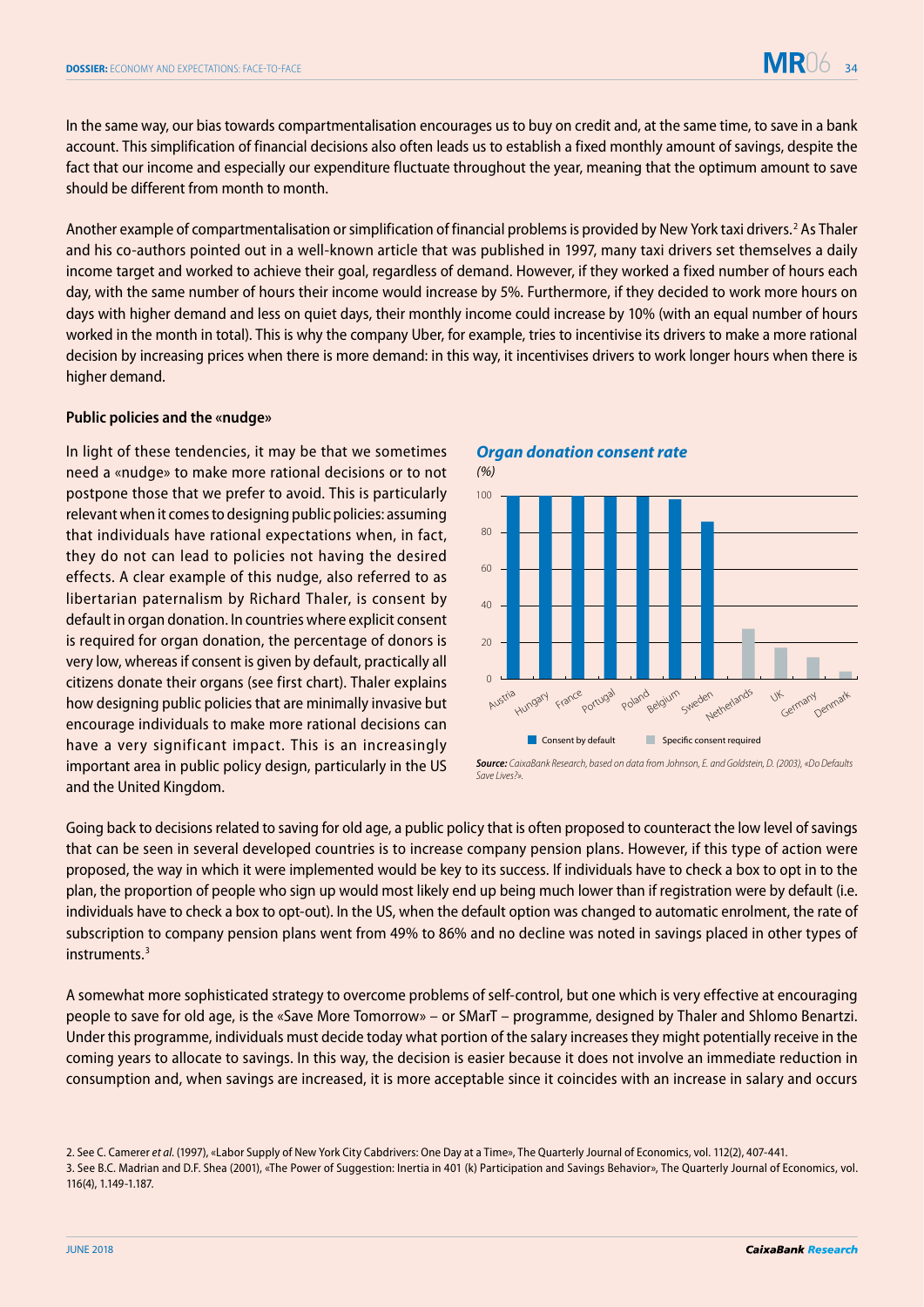In the same way, our bias towards compartmentalisation encourages us to buy on credit and, at the same time, to save in a bank account. This simplification of financial decisions also often leads us to establish a fixed monthly amount of savings, despite the fact that our income and especially our expenditure fluctuate throughout the year, meaning that the optimum amount to save should be different from month to month.

Another example of compartmentalisation or simplification of financial problems is provided by New York taxi drivers.[2] As Thaler and his co-authors pointed out in a well-known article that was published in 1997, many taxi drivers set themselves a daily income target and worked to achieve their goal, regardless of demand. However, if they worked a fixed number of hours each day, with the same number of hours their income would increase by 5%. Furthermore, if they decided to work more hours on days with higher demand and less on quiet days, their monthly income could increase by 10% (with an equal number of hours worked in the month in total). This is why the company Uber, for example, tries to incentivise its drivers to make a more rational decision by increasing prices when there is more demand: in this way, it incentivises drivers to work longer hours when there is higher demand.

**Public policies and the «nudge»**

In light of these tendencies, it may be that we sometimes need a «nudge» to make more rational decisions or to not postpone those that we prefer to avoid. This is particularly relevant when it comes to designing public policies: assuming that individuals have rational expectations when, in fact, they do not can lead to policies not having the desired effects. A clear example of this nudge, also referred to as libertarian paternalism by Richard Thaler, is consent by default in organ donation. In countries where explicit consent is required for organ donation, the percentage of donors is very low, whereas if consent is given by default, practically all citizens donate their organs (see first chart). Thaler explains how designing public policies that are minimally invasive but encourage individuals to make more rational decisions can have a very significant impact. This is an increasingly important area in public policy design, particularly in the US and the United Kingdom.

***Organ donation consent rate***

*(%)*

| Country | Consent rate (%) | Type |
|---|---|---|
| Austria | ~100 | Consent by default |
| Hungary | ~100 | Consent by default |
| France | ~100 | Consent by default |
| Portugal | ~100 | Consent by default |
| Poland | ~100 | Consent by default |
| Belgium | ~98 | Consent by default |
| Sweden | ~86 | Consent by default |
| Netherlands | ~28 | Specific consent required |
| UK | ~17 | Specific consent required |
| Germany | ~12 | Specific consent required |
| Denmark | ~4 | Specific consent required |

***Source:*** *CaixaBank Research, based on data from Johnson, E. and Goldstein, D. (2003), «Do Defaults Save Lives?».*

Going back to decisions related to saving for old age, a public policy that is often proposed to counteract the low level of savings that can be seen in several developed countries is to increase company pension plans. However, if this type of action were proposed, the way in which it were implemented would be key to its success. If individuals have to check a box to opt in to the plan, the proportion of people who sign up would most likely end up being much lower than if registration were by default (i.e. individuals have to check a box to opt-out). In the US, when the default option was changed to automatic enrolment, the rate of subscription to company pension plans went from 49% to 86% and no decline was noted in savings placed in other types of instruments.[3]

A somewhat more sophisticated strategy to overcome problems of self-control, but one which is very effective at encouraging people to save for old age, is the «Save More Tomorrow» – or SMarT – programme, designed by Thaler and Shlomo Benartzi. Under this programme, individuals must decide today what portion of the salary increases they might potentially receive in the coming years to allocate to savings. In this way, the decision is easier because it does not involve an immediate reduction in consumption and, when savings are increased, it is more acceptable since it coincides with an increase in salary and occurs

2. See C. Camerer *et al.* (1997), «Labor Supply of New York City Cabdrivers: One Day at a Time», The Quarterly Journal of Economics, vol. 112(2), 407-441.

3. See B.C. Madrian and D.F. Shea (2001), «The Power of Suggestion: Inertia in 401 (k) Participation and Savings Behavior», The Quarterly Journal of Economics, vol. 116(4), 1.149-1.187.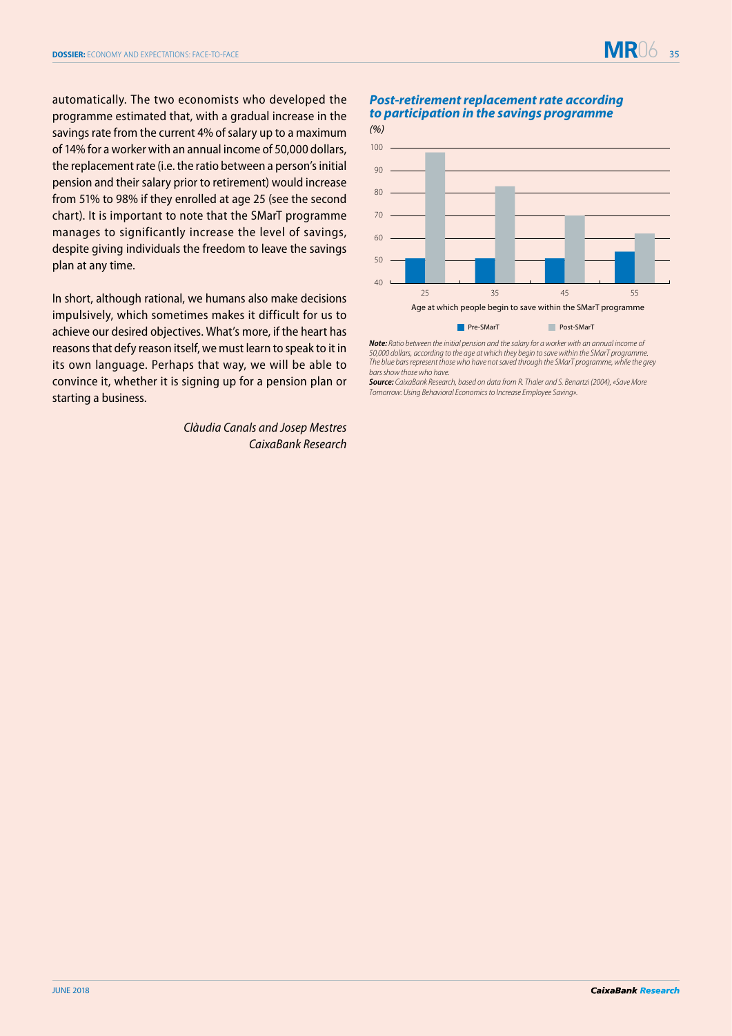automatically. The two economists who developed the programme estimated that, with a gradual increase in the savings rate from the current 4% of salary up to a maximum of 14% for a worker with an annual income of 50,000 dollars, the replacement rate (i.e. the ratio between a person's initial pension and their salary prior to retirement) would increase from 51% to 98% if they enrolled at age 25 (see the second chart). It is important to note that the SMarT programme manages to significantly increase the level of savings, despite giving individuals the freedom to leave the savings plan at any time.

In short, although rational, we humans also make decisions impulsively, which sometimes makes it difficult for us to achieve our desired objectives. What's more, if the heart has reasons that defy reason itself, we must learn to speak to it in its own language. Perhaps that way, we will be able to convince it, whether it is signing up for a pension plan or starting a business.

*Clàudia Canals and Josep Mestres*
*CaixaBank Research*

***Post-retirement replacement rate according to participation in the savings programme***

*(%)*

100
90
80
70
60
50
40

25 35 45 55

Age at which people begin to save within the SMarT programme

Pre-SMarT
Post-SMarT

***Note:*** *Ratio between the initial pension and the salary for a worker with an annual income of 50,000 dollars, according to the age at which they begin to save within the SMarT programme. The blue bars represent those who have not saved through the SMarT programme, while the grey bars show those who have.*

***Source:*** *CaixaBank Research, based on data from R. Thaler and S. Benartzi (2004), «Save More Tomorrow: Using Behavioral Economics to Increase Employee Saving».*